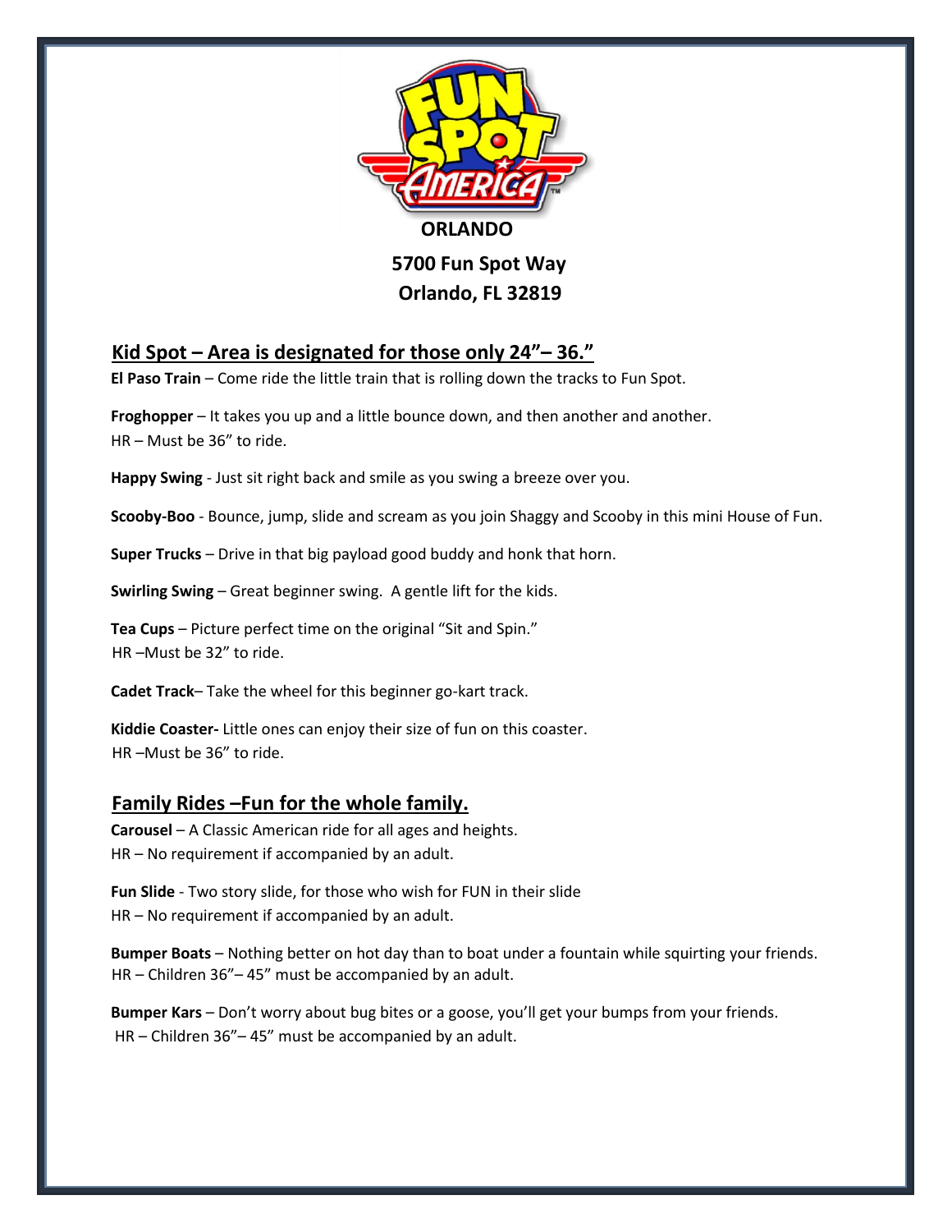**ORLANDO**

**5700 Fun Spot Way**
**Orlando, FL 32819**

## Kid Spot – Area is designated for those only 24"– 36."

**El Paso Train** – Come ride the little train that is rolling down the tracks to Fun Spot.

**Froghopper** – It takes you up and a little bounce down, and then another and another.
HR – Must be 36" to ride.

**Happy Swing** - Just sit right back and smile as you swing a breeze over you.

**Scooby-Boo** - Bounce, jump, slide and scream as you join Shaggy and Scooby in this mini House of Fun.

**Super Trucks** – Drive in that big payload good buddy and honk that horn.

**Swirling Swing** – Great beginner swing. A gentle lift for the kids.

**Tea Cups** – Picture perfect time on the original "Sit and Spin."
HR –Must be 32" to ride.

**Cadet Track**– Take the wheel for this beginner go-kart track.

**Kiddie Coaster-** Little ones can enjoy their size of fun on this coaster.
HR –Must be 36" to ride.

## Family Rides –Fun for the whole family.

**Carousel** – A Classic American ride for all ages and heights.
HR – No requirement if accompanied by an adult.

**Fun Slide** - Two story slide, for those who wish for FUN in their slide
HR – No requirement if accompanied by an adult.

**Bumper Boats** – Nothing better on hot day than to boat under a fountain while squirting your friends.
HR – Children 36"– 45" must be accompanied by an adult.

**Bumper Kars** – Don't worry about bug bites or a goose, you'll get your bumps from your friends.
HR – Children 36"– 45" must be accompanied by an adult.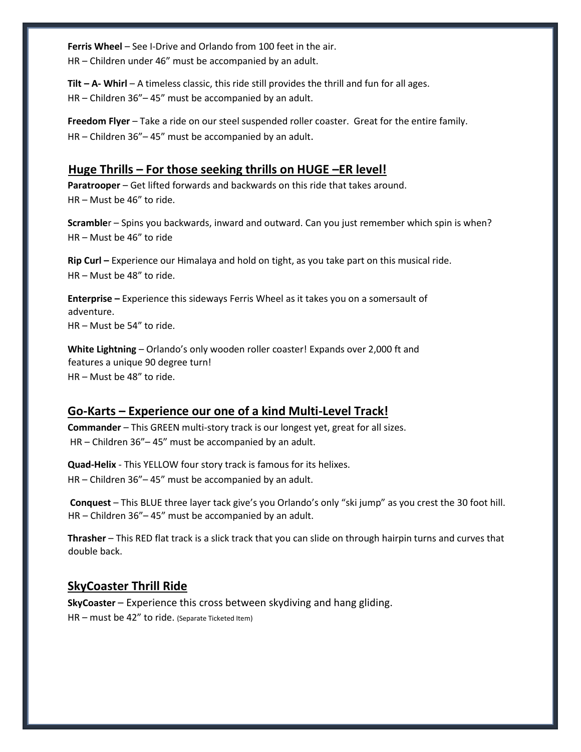**Ferris Wheel** – See I-Drive and Orlando from 100 feet in the air.
HR – Children under 46" must be accompanied by an adult.

**Tilt – A- Whirl** – A timeless classic, this ride still provides the thrill and fun for all ages.
HR – Children 36"– 45" must be accompanied by an adult.

**Freedom Flyer** – Take a ride on our steel suspended roller coaster. Great for the entire family.
HR – Children 36"– 45" must be accompanied by an adult.

## Huge Thrills – For those seeking thrills on HUGE –ER level!

**Paratrooper** – Get lifted forwards and backwards on this ride that takes around.
HR – Must be 46" to ride.

**Scramble**r – Spins you backwards, inward and outward. Can you just remember which spin is when?
HR – Must be 46" to ride

**Rip Curl –** Experience our Himalaya and hold on tight, as you take part on this musical ride.
HR – Must be 48" to ride.

**Enterprise –** Experience this sideways Ferris Wheel as it takes you on a somersault of adventure.
HR – Must be 54" to ride.

**White Lightning** – Orlando's only wooden roller coaster! Expands over 2,000 ft and features a unique 90 degree turn!
HR – Must be 48" to ride.

## Go-Karts – Experience our one of a kind Multi-Level Track!

**Commander** – This GREEN multi-story track is our longest yet, great for all sizes.
HR – Children 36"– 45" must be accompanied by an adult.

**Quad-Helix** - This YELLOW four story track is famous for its helixes.
HR – Children 36"– 45" must be accompanied by an adult.

**Conquest** – This BLUE three layer tack give's you Orlando's only "ski jump" as you crest the 30 foot hill.
HR – Children 36"– 45" must be accompanied by an adult.

**Thrasher** – This RED flat track is a slick track that you can slide on through hairpin turns and curves that double back.

## SkyCoaster Thrill Ride

**SkyCoaster** – Experience this cross between skydiving and hang gliding.
HR – must be 42" to ride. (Separate Ticketed Item)